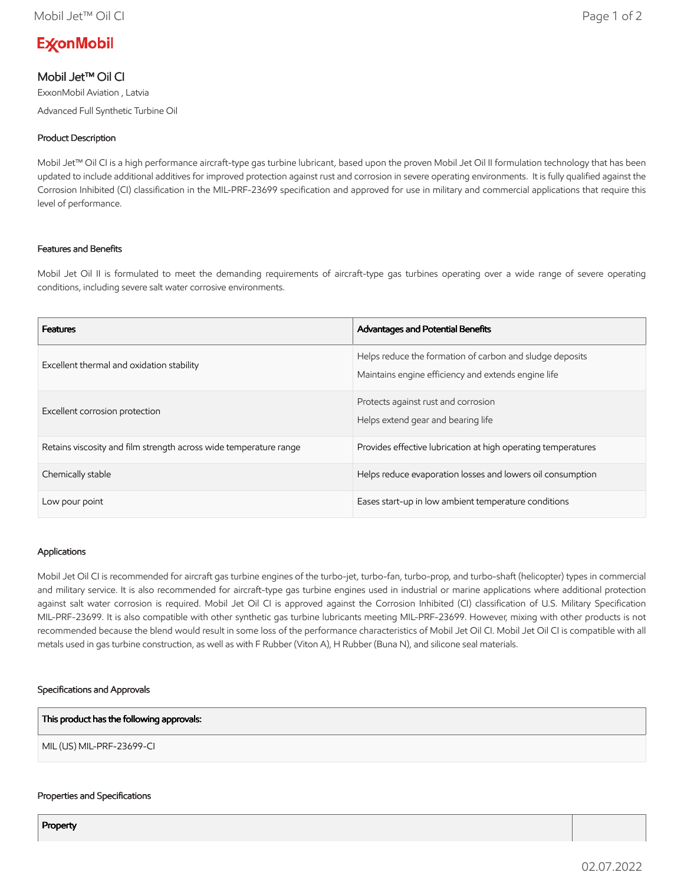ExxonMobil

# Mobil Jet™ Oil CI

ExxonMobil Aviation , Latvia

Advanced Full Synthetic Turbine Oil

## Product Description

Mobil Jet™ Oil CI is a high performance aircraft-type gas turbine lubricant, based upon the proven Mobil Jet Oil II formulation technology that has been updated to include additional additives for improved protection against rust and corrosion in severe operating environments. It is fully qualified against the Corrosion Inhibited (CI) classification in the MIL-PRF-23699 specification and approved for use in military and commercial applications that require this level of performance.

## Features and Benefits

Mobil Jet Oil II is formulated to meet the demanding requirements of aircraft-type gas turbines operating over a wide range of severe operating conditions, including severe salt water corrosive environments.

| Features | Advantages and Potential Benefits |
|---|---|
| Excellent thermal and oxidation stability | Helps reduce the formation of carbon and sludge deposits<br>Maintains engine efficiency and extends engine life |
| Excellent corrosion protection | Protects against rust and corrosion<br>Helps extend gear and bearing life |
| Retains viscosity and film strength across wide temperature range | Provides effective lubrication at high operating temperatures |
| Chemically stable | Helps reduce evaporation losses and lowers oil consumption |
| Low pour point | Eases start-up in low ambient temperature conditions |

## Applications

Mobil Jet Oil CI is recommended for aircraft gas turbine engines of the turbo-jet, turbo-fan, turbo-prop, and turbo-shaft (helicopter) types in commercial and military service. It is also recommended for aircraft-type gas turbine engines used in industrial or marine applications where additional protection against salt water corrosion is required. Mobil Jet Oil CI is approved against the Corrosion Inhibited (CI) classification of U.S. Military Specification MIL-PRF-23699. It is also compatible with other synthetic gas turbine lubricants meeting MIL-PRF-23699. However, mixing with other products is not recommended because the blend would result in some loss of the performance characteristics of Mobil Jet Oil CI. Mobil Jet Oil CI is compatible with all metals used in gas turbine construction, as well as with F Rubber (Viton A), H Rubber (Buna N), and silicone seal materials.

## Specifications and Approvals

| This product has the following approvals: |
|---|
| MIL (US) MIL-PRF-23699-CI |

## Properties and Specifications

| Property | |
|---|---|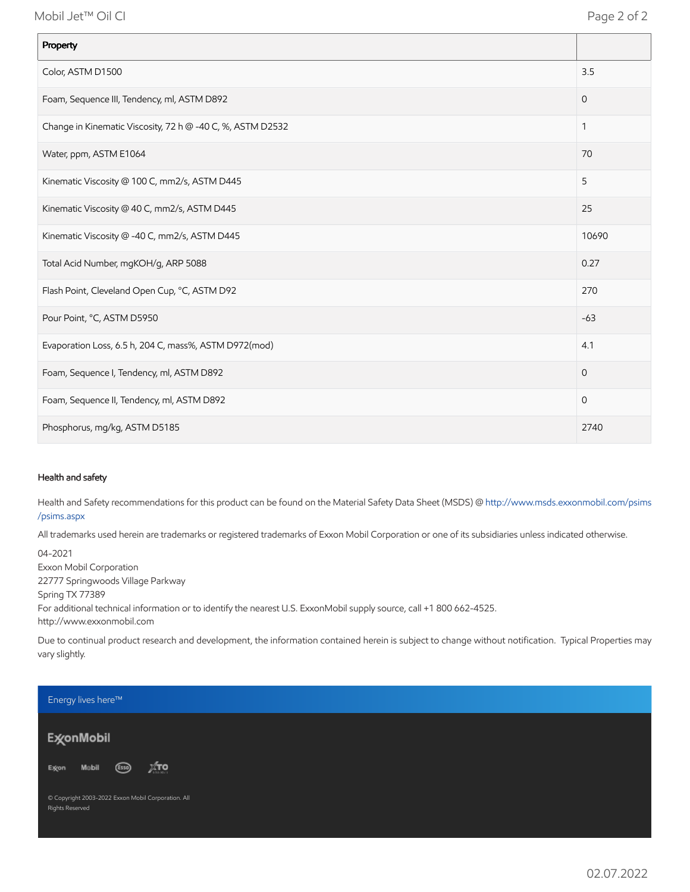| Property | |
|---|---|
| Color, ASTM D1500 | 3.5 |
| Foam, Sequence III, Tendency, ml, ASTM D892 | 0 |
| Change in Kinematic Viscosity, 72 h @ -40 C, %, ASTM D2532 | 1 |
| Water, ppm, ASTM E1064 | 70 |
| Kinematic Viscosity @ 100 C, mm2/s, ASTM D445 | 5 |
| Kinematic Viscosity @ 40 C, mm2/s, ASTM D445 | 25 |
| Kinematic Viscosity @ -40 C, mm2/s, ASTM D445 | 10690 |
| Total Acid Number, mgKOH/g, ARP 5088 | 0.27 |
| Flash Point, Cleveland Open Cup, °C, ASTM D92 | 270 |
| Pour Point, °C, ASTM D5950 | -63 |
| Evaporation Loss, 6.5 h, 204 C, mass%, ASTM D972(mod) | 4.1 |
| Foam, Sequence I, Tendency, ml, ASTM D892 | 0 |
| Foam, Sequence II, Tendency, ml, ASTM D892 | 0 |
| Phosphorus, mg/kg, ASTM D5185 | 2740 |

### Health and safety

Health and Safety recommendations for this product can be found on the Material Safety Data Sheet (MSDS) @ http://www.msds.exxonmobil.com/psims/psims.aspx

All trademarks used herein are trademarks or registered trademarks of Exxon Mobil Corporation or one of its subsidiaries unless indicated otherwise.

04-2021
Exxon Mobil Corporation
22777 Springwoods Village Parkway
Spring TX 77389
For additional technical information or to identify the nearest U.S. ExxonMobil supply source, call +1 800 662-4525.
http://www.exxonmobil.com

Due to continual product research and development, the information contained herein is subject to change without notification. Typical Properties may vary slightly.

Energy lives here™

ExxonMobil

© Copyright 2003-2022 Exxon Mobil Corporation. All Rights Reserved